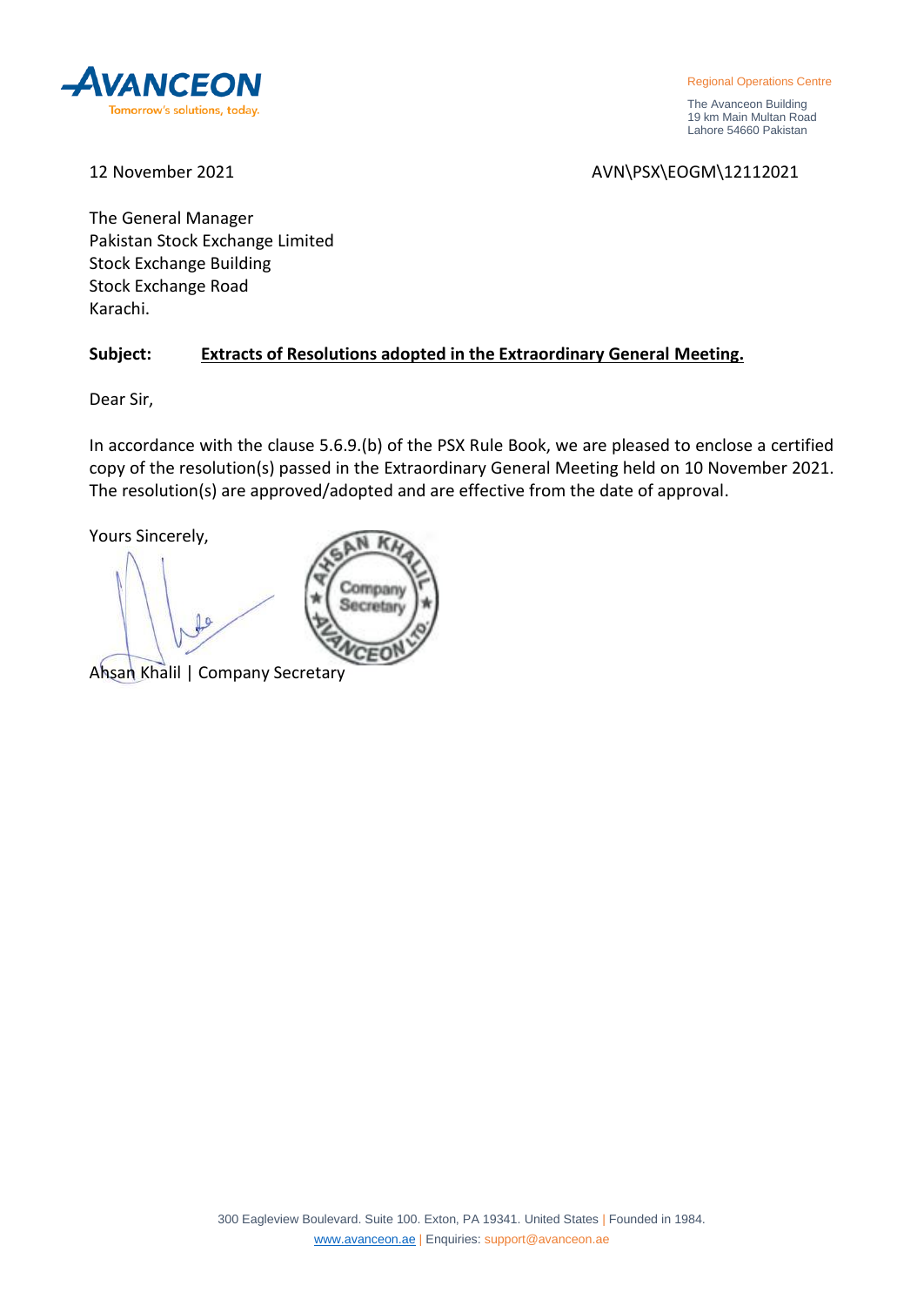**AVANCEON**
Tomorrow's solutions, today.

Regional Operations Centre

The Avanceon Building
19 km Main Multan Road
Lahore 54660 Pakistan

12 November 2021

AVN\PSX\EOGM\12112021

The General Manager
Pakistan Stock Exchange Limited
Stock Exchange Building
Stock Exchange Road
Karachi.

**Subject:** **Extracts of Resolutions adopted in the Extraordinary General Meeting.**

Dear Sir,

In accordance with the clause 5.6.9.(b) of the PSX Rule Book, we are pleased to enclose a certified copy of the resolution(s) passed in the Extraordinary General Meeting held on 10 November 2021. The resolution(s) are approved/adopted and are effective from the date of approval.

Yours Sincerely,

Ahsan Khalil | Company Secretary

300 Eagleview Boulevard. Suite 100. Exton, PA 19341. United States | Founded in 1984.
www.avanceon.ae | Enquiries: support@avanceon.ae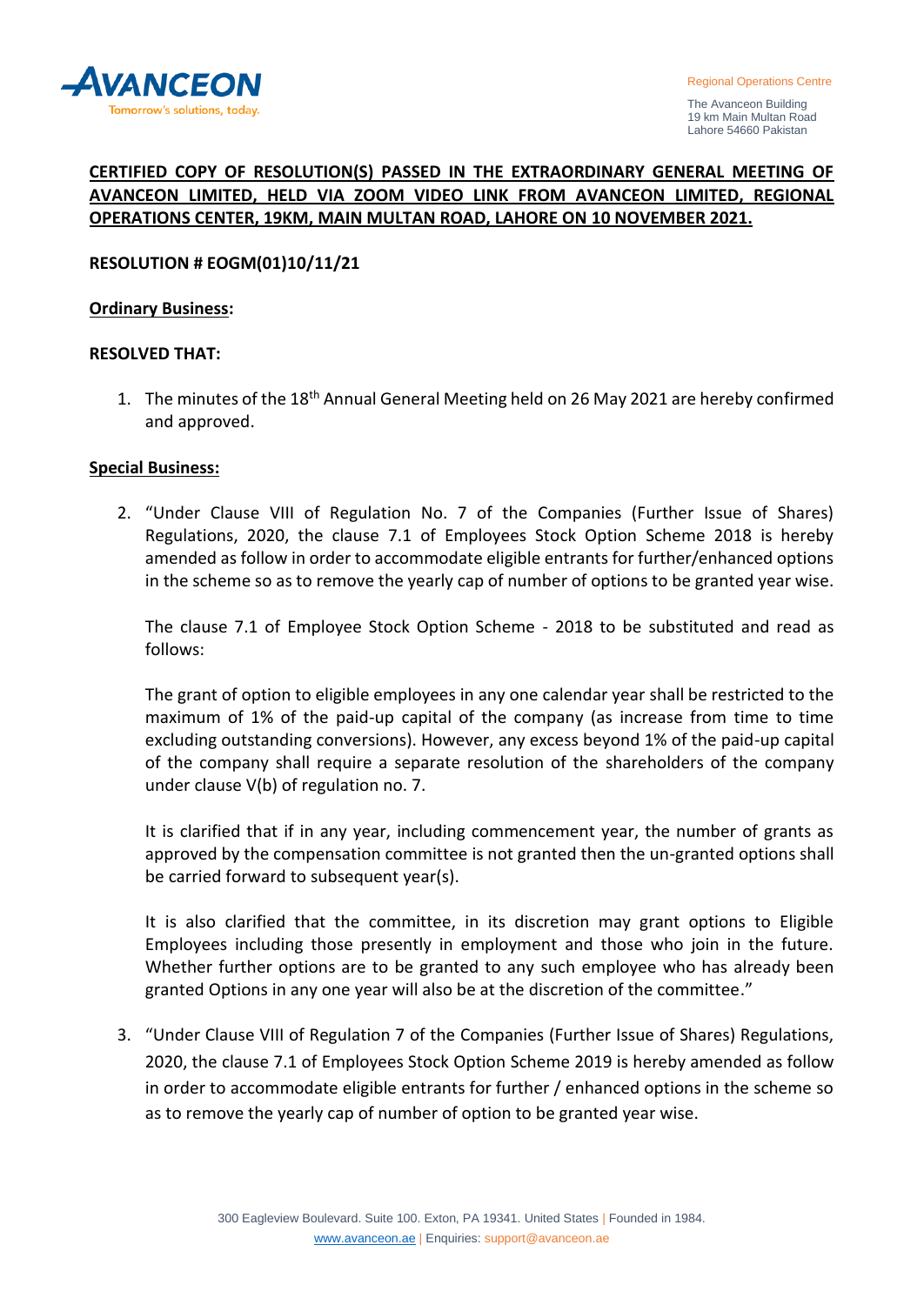**CERTIFIED COPY OF RESOLUTION(S) PASSED IN THE EXTRAORDINARY GENERAL MEETING OF AVANCEON LIMITED, HELD VIA ZOOM VIDEO LINK FROM AVANCEON LIMITED, REGIONAL OPERATIONS CENTER, 19KM, MAIN MULTAN ROAD, LAHORE ON 10 NOVEMBER 2021.**

**RESOLUTION # EOGM(01)10/11/21**

**Ordinary Business:**

**RESOLVED THAT:**

1. The minutes of the 18th Annual General Meeting held on 26 May 2021 are hereby confirmed and approved.

**Special Business:**

2. "Under Clause VIII of Regulation No. 7 of the Companies (Further Issue of Shares) Regulations, 2020, the clause 7.1 of Employees Stock Option Scheme 2018 is hereby amended as follow in order to accommodate eligible entrants for further/enhanced options in the scheme so as to remove the yearly cap of number of options to be granted year wise.

   The clause 7.1 of Employee Stock Option Scheme - 2018 to be substituted and read as follows:

   The grant of option to eligible employees in any one calendar year shall be restricted to the maximum of 1% of the paid-up capital of the company (as increase from time to time excluding outstanding conversions). However, any excess beyond 1% of the paid-up capital of the company shall require a separate resolution of the shareholders of the company under clause V(b) of regulation no. 7.

   It is clarified that if in any year, including commencement year, the number of grants as approved by the compensation committee is not granted then the un-granted options shall be carried forward to subsequent year(s).

   It is also clarified that the committee, in its discretion may grant options to Eligible Employees including those presently in employment and those who join in the future. Whether further options are to be granted to any such employee who has already been granted Options in any one year will also be at the discretion of the committee."

3. "Under Clause VIII of Regulation 7 of the Companies (Further Issue of Shares) Regulations, 2020, the clause 7.1 of Employees Stock Option Scheme 2019 is hereby amended as follow in order to accommodate eligible entrants for further / enhanced options in the scheme so as to remove the yearly cap of number of option to be granted year wise.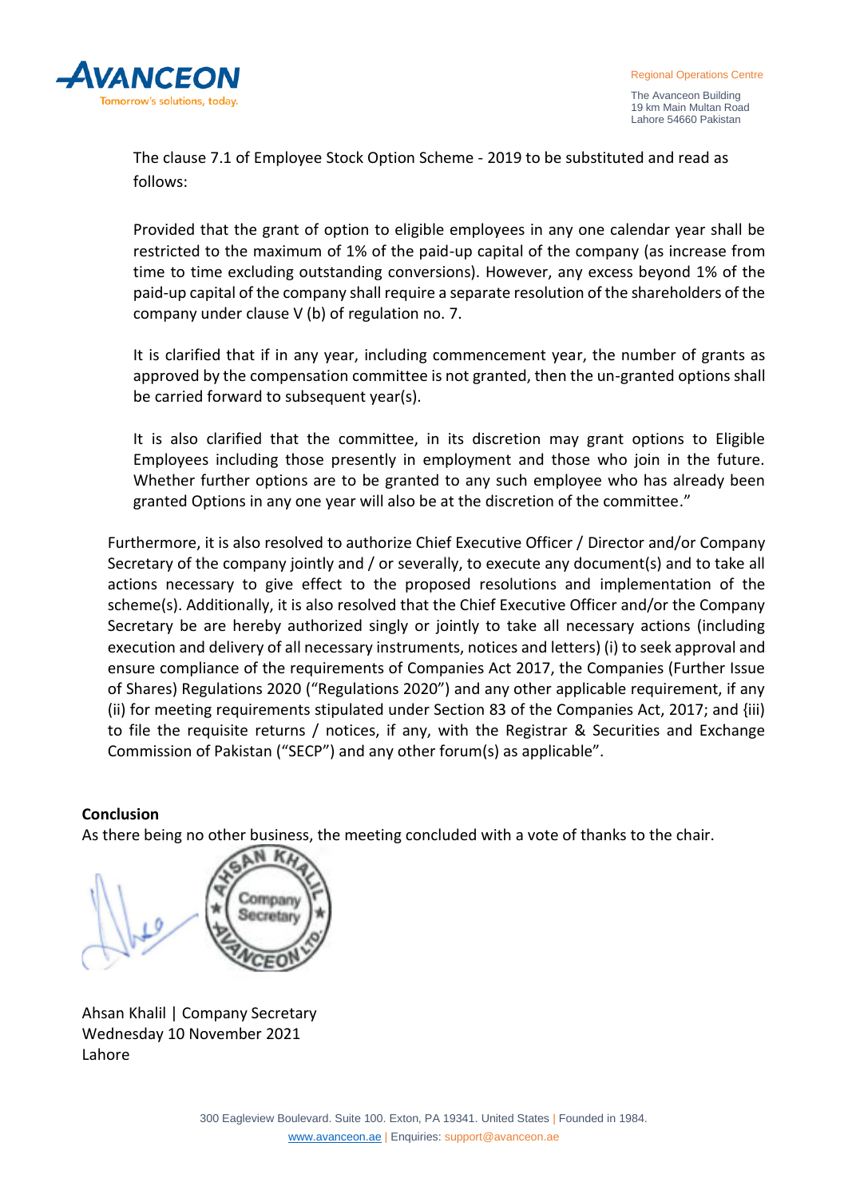The clause 7.1 of Employee Stock Option Scheme - 2019 to be substituted and read as follows:

Provided that the grant of option to eligible employees in any one calendar year shall be restricted to the maximum of 1% of the paid-up capital of the company (as increase from time to time excluding outstanding conversions). However, any excess beyond 1% of the paid-up capital of the company shall require a separate resolution of the shareholders of the company under clause V (b) of regulation no. 7.

It is clarified that if in any year, including commencement year, the number of grants as approved by the compensation committee is not granted, then the un-granted options shall be carried forward to subsequent year(s).

It is also clarified that the committee, in its discretion may grant options to Eligible Employees including those presently in employment and those who join in the future. Whether further options are to be granted to any such employee who has already been granted Options in any one year will also be at the discretion of the committee."

Furthermore, it is also resolved to authorize Chief Executive Officer / Director and/or Company Secretary of the company jointly and / or severally, to execute any document(s) and to take all actions necessary to give effect to the proposed resolutions and implementation of the scheme(s). Additionally, it is also resolved that the Chief Executive Officer and/or the Company Secretary be are hereby authorized singly or jointly to take all necessary actions (including execution and delivery of all necessary instruments, notices and letters) (i) to seek approval and ensure compliance of the requirements of Companies Act 2017, the Companies (Further Issue of Shares) Regulations 2020 ("Regulations 2020") and any other applicable requirement, if any (ii) for meeting requirements stipulated under Section 83 of the Companies Act, 2017; and {iii) to file the requisite returns / notices, if any, with the Registrar & Securities and Exchange Commission of Pakistan ("SECP") and any other forum(s) as applicable".

**Conclusion**

As there being no other business, the meeting concluded with a vote of thanks to the chair.

Ahsan Khalil | Company Secretary
Wednesday 10 November 2021
Lahore